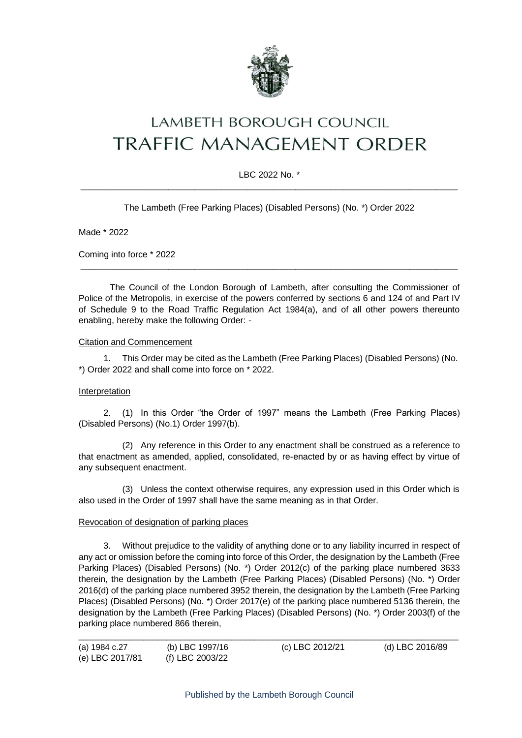# LAMBETH BOROUGH COUNCIL
# TRAFFIC MANAGEMENT ORDER

LBC 2022 No. *

---

The Lambeth (Free Parking Places) (Disabled Persons) (No. *) Order 2022

Made * 2022

Coming into force * 2022

---

The Council of the London Borough of Lambeth, after consulting the Commissioner of Police of the Metropolis, in exercise of the powers conferred by sections 6 and 124 of and Part IV of Schedule 9 to the Road Traffic Regulation Act 1984(a), and of all other powers thereunto enabling, hereby make the following Order: -

Citation and Commencement

1. This Order may be cited as the Lambeth (Free Parking Places) (Disabled Persons) (No. *) Order 2022 and shall come into force on * 2022.

Interpretation

2. (1) In this Order "the Order of 1997" means the Lambeth (Free Parking Places) (Disabled Persons) (No.1) Order 1997(b).

(2) Any reference in this Order to any enactment shall be construed as a reference to that enactment as amended, applied, consolidated, re-enacted by or as having effect by virtue of any subsequent enactment.

(3) Unless the context otherwise requires, any expression used in this Order which is also used in the Order of 1997 shall have the same meaning as in that Order.

Revocation of designation of parking places

3. Without prejudice to the validity of anything done or to any liability incurred in respect of any act or omission before the coming into force of this Order, the designation by the Lambeth (Free Parking Places) (Disabled Persons) (No. *) Order 2012(c) of the parking place numbered 3633 therein, the designation by the Lambeth (Free Parking Places) (Disabled Persons) (No. *) Order 2016(d) of the parking place numbered 3952 therein, the designation by the Lambeth (Free Parking Places) (Disabled Persons) (No. *) Order 2017(e) of the parking place numbered 5136 therein, the designation by the Lambeth (Free Parking Places) (Disabled Persons) (No. *) Order 2003(f) of the parking place numbered 866 therein,

---

(a) 1984 c.27 (b) LBC 1997/16 (c) LBC 2012/21 (d) LBC 2016/89
(e) LBC 2017/81 (f) LBC 2003/22

Published by the Lambeth Borough Council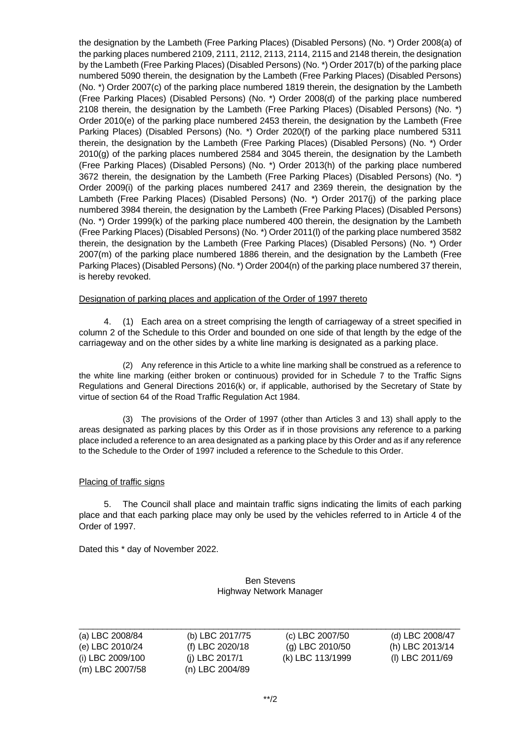the designation by the Lambeth (Free Parking Places) (Disabled Persons) (No. *) Order 2008(a) of the parking places numbered 2109, 2111, 2112, 2113, 2114, 2115 and 2148 therein, the designation by the Lambeth (Free Parking Places) (Disabled Persons) (No. *) Order 2017(b) of the parking place numbered 5090 therein, the designation by the Lambeth (Free Parking Places) (Disabled Persons) (No. *) Order 2007(c) of the parking place numbered 1819 therein, the designation by the Lambeth (Free Parking Places) (Disabled Persons) (No. *) Order 2008(d) of the parking place numbered 2108 therein, the designation by the Lambeth (Free Parking Places) (Disabled Persons) (No. *) Order 2010(e) of the parking place numbered 2453 therein, the designation by the Lambeth (Free Parking Places) (Disabled Persons) (No. *) Order 2020(f) of the parking place numbered 5311 therein, the designation by the Lambeth (Free Parking Places) (Disabled Persons) (No. *) Order 2010(g) of the parking places numbered 2584 and 3045 therein, the designation by the Lambeth (Free Parking Places) (Disabled Persons) (No. *) Order 2013(h) of the parking place numbered 3672 therein, the designation by the Lambeth (Free Parking Places) (Disabled Persons) (No. *) Order 2009(i) of the parking places numbered 2417 and 2369 therein, the designation by the Lambeth (Free Parking Places) (Disabled Persons) (No. *) Order 2017(j) of the parking place numbered 3984 therein, the designation by the Lambeth (Free Parking Places) (Disabled Persons) (No. *) Order 1999(k) of the parking place numbered 400 therein, the designation by the Lambeth (Free Parking Places) (Disabled Persons) (No. *) Order 2011(l) of the parking place numbered 3582 therein, the designation by the Lambeth (Free Parking Places) (Disabled Persons) (No. *) Order 2007(m) of the parking place numbered 1886 therein, and the designation by the Lambeth (Free Parking Places) (Disabled Persons) (No. *) Order 2004(n) of the parking place numbered 37 therein, is hereby revoked.

Designation of parking places and application of the Order of 1997 thereto

4. (1) Each area on a street comprising the length of carriageway of a street specified in column 2 of the Schedule to this Order and bounded on one side of that length by the edge of the carriageway and on the other sides by a white line marking is designated as a parking place.

(2) Any reference in this Article to a white line marking shall be construed as a reference to the white line marking (either broken or continuous) provided for in Schedule 7 to the Traffic Signs Regulations and General Directions 2016(k) or, if applicable, authorised by the Secretary of State by virtue of section 64 of the Road Traffic Regulation Act 1984.

(3) The provisions of the Order of 1997 (other than Articles 3 and 13) shall apply to the areas designated as parking places by this Order as if in those provisions any reference to a parking place included a reference to an area designated as a parking place by this Order and as if any reference to the Schedule to the Order of 1997 included a reference to the Schedule to this Order.

Placing of traffic signs

5. The Council shall place and maintain traffic signs indicating the limits of each parking place and that each parking place may only be used by the vehicles referred to in Article 4 of the Order of 1997.

Dated this * day of November 2022.

Ben Stevens
Highway Network Manager

---

(a) LBC 2008/84 (b) LBC 2017/75 (c) LBC 2007/50 (d) LBC 2008/47
(e) LBC 2010/24 (f) LBC 2020/18 (g) LBC 2010/50 (h) LBC 2013/14
(i) LBC 2009/100 (j) LBC 2017/1 (k) LBC 113/1999 (l) LBC 2011/69
(m) LBC 2007/58 (n) LBC 2004/89

**/2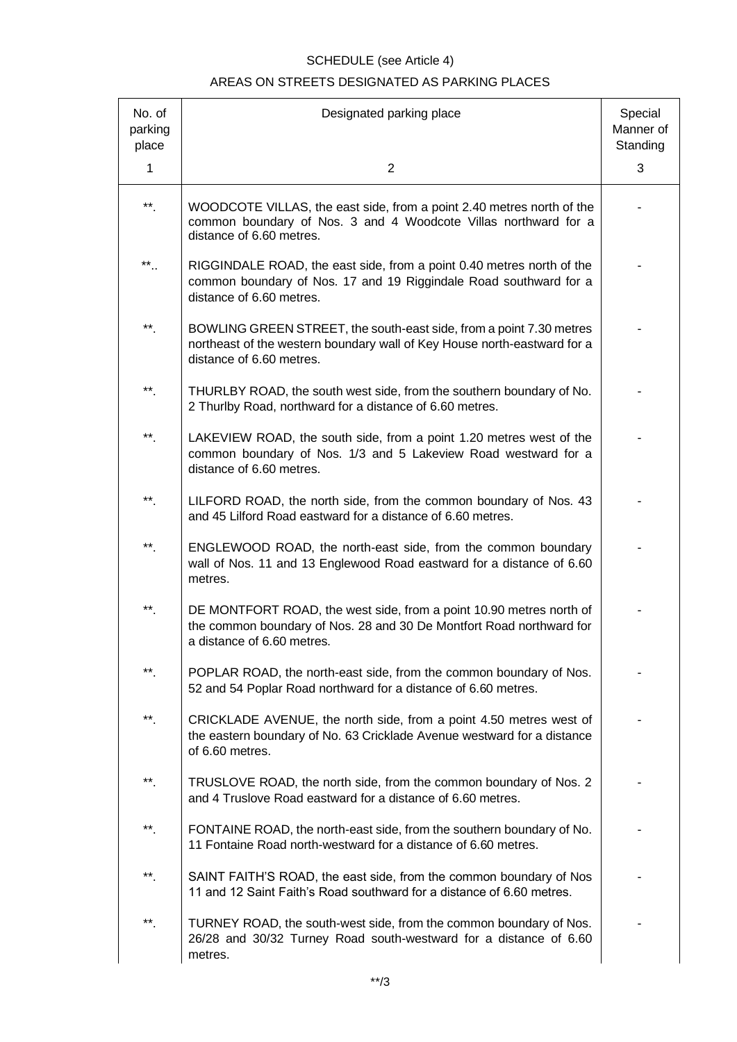SCHEDULE (see Article 4)

AREAS ON STREETS DESIGNATED AS PARKING PLACES

| No. of parking place | Designated parking place | Special Manner of Standing |
|---|---|---|
| 1 | 2 | 3 |
| **. | WOODCOTE VILLAS, the east side, from a point 2.40 metres north of the common boundary of Nos. 3 and 4 Woodcote Villas northward for a distance of 6.60 metres. | - |
| **.. | RIGGINDALE ROAD, the east side, from a point 0.40 metres north of the common boundary of Nos. 17 and 19 Riggindale Road southward for a distance of 6.60 metres. | - |
| **. | BOWLING GREEN STREET, the south-east side, from a point 7.30 metres northeast of the western boundary wall of Key House north-eastward for a distance of 6.60 metres. | - |
| **. | THURLBY ROAD, the south west side, from the southern boundary of No. 2 Thurlby Road, northward for a distance of 6.60 metres. | - |
| **. | LAKEVIEW ROAD, the south side, from a point 1.20 metres west of the common boundary of Nos. 1/3 and 5 Lakeview Road westward for a distance of 6.60 metres. | - |
| **. | LILFORD ROAD, the north side, from the common boundary of Nos. 43 and 45 Lilford Road eastward for a distance of 6.60 metres. | - |
| **. | ENGLEWOOD ROAD, the north-east side, from the common boundary wall of Nos. 11 and 13 Englewood Road eastward for a distance of 6.60 metres. | - |
| **. | DE MONTFORT ROAD, the west side, from a point 10.90 metres north of the common boundary of Nos. 28 and 30 De Montfort Road northward for a distance of 6.60 metres. | - |
| **. | POPLAR ROAD, the north-east side, from the common boundary of Nos. 52 and 54 Poplar Road northward for a distance of 6.60 metres. | - |
| **. | CRICKLADE AVENUE, the north side, from a point 4.50 metres west of the eastern boundary of No. 63 Cricklade Avenue westward for a distance of 6.60 metres. | - |
| **. | TRUSLOVE ROAD, the north side, from the common boundary of Nos. 2 and 4 Truslove Road eastward for a distance of 6.60 metres. | - |
| **. | FONTAINE ROAD, the north-east side, from the southern boundary of No. 11 Fontaine Road north-westward for a distance of 6.60 metres. | - |
| **. | SAINT FAITH'S ROAD, the east side, from the common boundary of Nos 11 and 12 Saint Faith's Road southward for a distance of 6.60 metres. | - |
| **. | TURNEY ROAD, the south-west side, from the common boundary of Nos. 26/28 and 30/32 Turney Road south-westward for a distance of 6.60 metres. | - |

**/3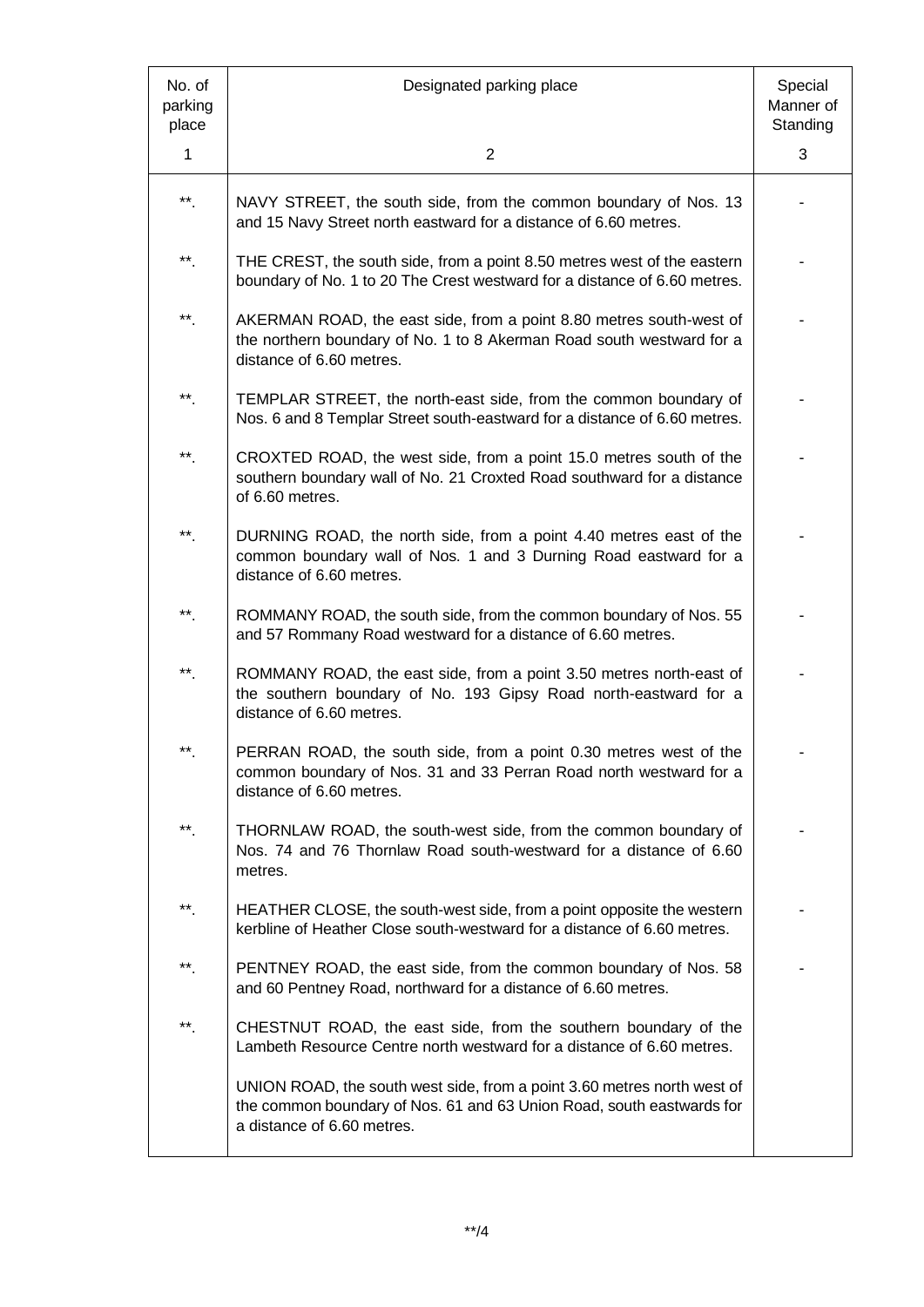| No. of parking place | Designated parking place | Special Manner of Standing |
|---|---|---|
| 1 | 2 | 3 |
| **. | NAVY STREET, the south side, from the common boundary of Nos. 13 and 15 Navy Street north eastward for a distance of 6.60 metres. | - |
| **. | THE CREST, the south side, from a point 8.50 metres west of the eastern boundary of No. 1 to 20 The Crest westward for a distance of 6.60 metres. | - |
| **. | AKERMAN ROAD, the east side, from a point 8.80 metres south-west of the northern boundary of No. 1 to 8 Akerman Road south westward for a distance of 6.60 metres. | - |
| **. | TEMPLAR STREET, the north-east side, from the common boundary of Nos. 6 and 8 Templar Street south-eastward for a distance of 6.60 metres. | - |
| **. | CROXTED ROAD, the west side, from a point 15.0 metres south of the southern boundary wall of No. 21 Croxted Road southward for a distance of 6.60 metres. | - |
| **. | DURNING ROAD, the north side, from a point 4.40 metres east of the common boundary wall of Nos. 1 and 3 Durning Road eastward for a distance of 6.60 metres. | - |
| **. | ROMMANY ROAD, the south side, from the common boundary of Nos. 55 and 57 Rommany Road westward for a distance of 6.60 metres. | - |
| **. | ROMMANY ROAD, the east side, from a point 3.50 metres north-east of the southern boundary of No. 193 Gipsy Road north-eastward for a distance of 6.60 metres. | - |
| **. | PERRAN ROAD, the south side, from a point 0.30 metres west of the common boundary of Nos. 31 and 33 Perran Road north westward for a distance of 6.60 metres. | - |
| **. | THORNLAW ROAD, the south-west side, from the common boundary of Nos. 74 and 76 Thornlaw Road south-westward for a distance of 6.60 metres. | - |
| **. | HEATHER CLOSE, the south-west side, from a point opposite the western kerbline of Heather Close south-westward for a distance of 6.60 metres. | - |
| **. | PENTNEY ROAD, the east side, from the common boundary of Nos. 58 and 60 Pentney Road, northward for a distance of 6.60 metres. | - |
| **. | CHESTNUT ROAD, the east side, from the southern boundary of the Lambeth Resource Centre north westward for a distance of 6.60 metres. | |
| | UNION ROAD, the south west side, from a point 3.60 metres north west of the common boundary of Nos. 61 and 63 Union Road, south eastwards for a distance of 6.60 metres. | |